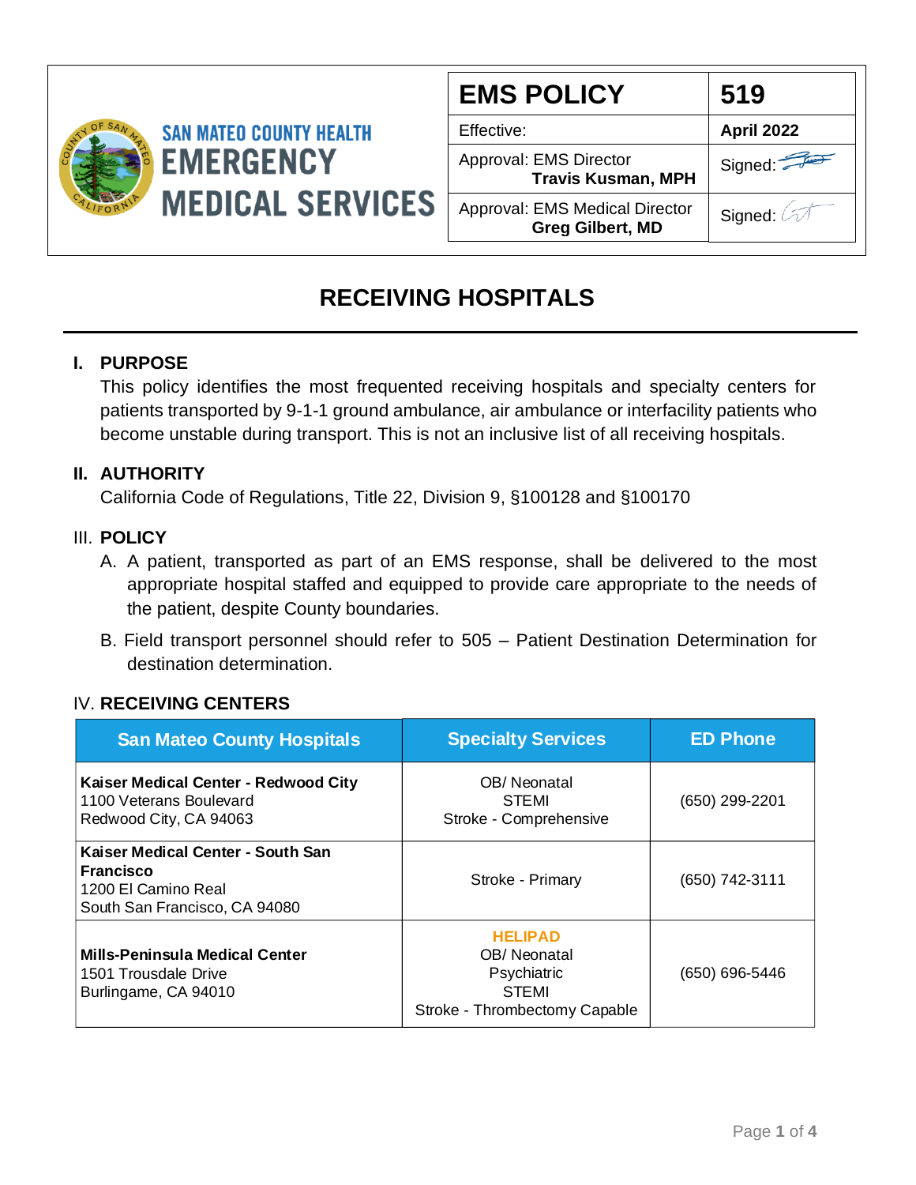SAN MATEO COUNTY HEALTH
**EMERGENCY MEDICAL SERVICES**

| EMS POLICY | 519 |
|---|---|
| Effective: | **April 2022** |
| Approval: EMS Director **Travis Kusman, MPH** | Signed: |
| Approval: EMS Medical Director **Greg Gilbert, MD** | Signed: |

# RECEIVING HOSPITALS

## I. PURPOSE

This policy identifies the most frequented receiving hospitals and specialty centers for patients transported by 9-1-1 ground ambulance, air ambulance or interfacility patients who become unstable during transport. This is not an inclusive list of all receiving hospitals.

## II. AUTHORITY

California Code of Regulations, Title 22, Division 9, §100128 and §100170

## III. POLICY

A. A patient, transported as part of an EMS response, shall be delivered to the most appropriate hospital staffed and equipped to provide care appropriate to the needs of the patient, despite County boundaries.

B. Field transport personnel should refer to 505 – Patient Destination Determination for destination determination.

## IV. RECEIVING CENTERS

| San Mateo County Hospitals | Specialty Services | ED Phone |
|---|---|---|
| **Kaiser Medical Center - Redwood City**<br>1100 Veterans Boulevard<br>Redwood City, CA 94063 | OB/ Neonatal<br>STEMI<br>Stroke - Comprehensive | (650) 299-2201 |
| **Kaiser Medical Center - South San Francisco**<br>1200 El Camino Real<br>South San Francisco, CA 94080 | Stroke - Primary | (650) 742-3111 |
| **Mills-Peninsula Medical Center**<br>1501 Trousdale Drive<br>Burlingame, CA 94010 | **HELIPAD**<br>OB/ Neonatal<br>Psychiatric<br>STEMI<br>Stroke - Thrombectomy Capable | (650) 696-5446 |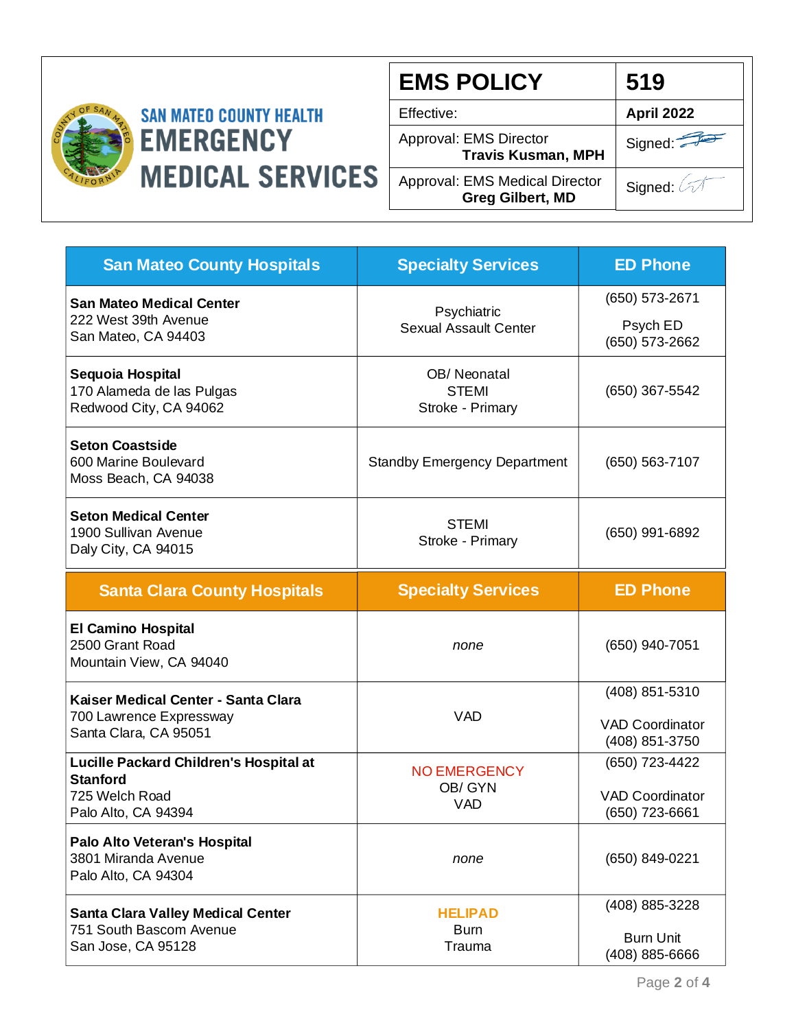SAN MATEO COUNTY HEALTH
EMERGENCY MEDICAL SERVICES

| EMS POLICY | 519 |
|---|---|
| Effective: | **April 2022** |
| Approval: EMS Director **Travis Kusman, MPH** | Signed: |
| Approval: EMS Medical Director **Greg Gilbert, MD** | Signed: |

| San Mateo County Hospitals | Specialty Services | ED Phone |
|---|---|---|
| **San Mateo Medical Center**<br>222 West 39th Avenue<br>San Mateo, CA 94403 | Psychiatric<br>Sexual Assault Center | (650) 573-2671<br>Psych ED<br>(650) 573-2662 |
| **Sequoia Hospital**<br>170 Alameda de las Pulgas<br>Redwood City, CA 94062 | OB/ Neonatal<br>STEMI<br>Stroke - Primary | (650) 367-5542 |
| **Seton Coastside**<br>600 Marine Boulevard<br>Moss Beach, CA 94038 | Standby Emergency Department | (650) 563-7107 |
| **Seton Medical Center**<br>1900 Sullivan Avenue<br>Daly City, CA 94015 | STEMI<br>Stroke - Primary | (650) 991-6892 |
| **Santa Clara County Hospitals** | **Specialty Services** | **ED Phone** |
| **El Camino Hospital**<br>2500 Grant Road<br>Mountain View, CA 94040 | *none* | (650) 940-7051 |
| **Kaiser Medical Center - Santa Clara**<br>700 Lawrence Expressway<br>Santa Clara, CA 95051 | VAD | (408) 851-5310<br>VAD Coordinator<br>(408) 851-3750 |
| **Lucille Packard Children's Hospital at Stanford**<br>725 Welch Road<br>Palo Alto, CA 94394 | NO EMERGENCY<br>OB/ GYN<br>VAD | (650) 723-4422<br>VAD Coordinator<br>(650) 723-6661 |
| **Palo Alto Veteran's Hospital**<br>3801 Miranda Avenue<br>Palo Alto, CA 94304 | *none* | (650) 849-0221 |
| **Santa Clara Valley Medical Center**<br>751 South Bascom Avenue<br>San Jose, CA 95128 | HELIPAD<br>Burn<br>Trauma | (408) 885-3228<br>Burn Unit<br>(408) 885-6666 |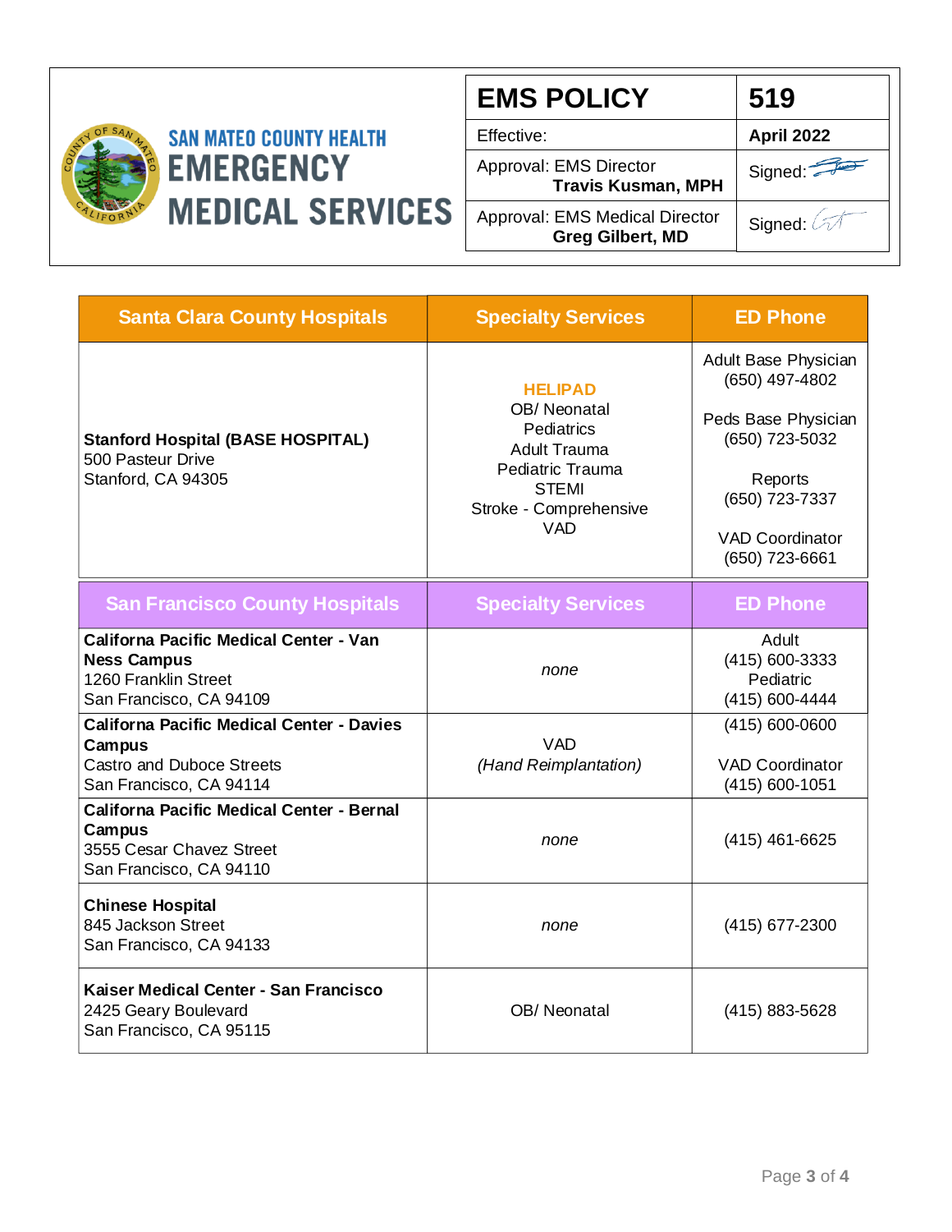| SAN MATEO COUNTY HEALTH EMERGENCY MEDICAL SERVICES | EMS POLICY | 519 |
|---|---|---|
| | Effective: | **April 2022** |
| | Approval: EMS Director **Travis Kusman, MPH** | Signed: |
| | Approval: EMS Medical Director **Greg Gilbert, MD** | Signed: |

| Santa Clara County Hospitals | Specialty Services | ED Phone |
|---|---|---|
| **Stanford Hospital (BASE HOSPITAL)**<br>500 Pasteur Drive<br>Stanford, CA 94305 | **HELIPAD**<br>OB/ Neonatal<br>Pediatrics<br>Adult Trauma<br>Pediatric Trauma<br>STEMI<br>Stroke - Comprehensive<br>VAD | Adult Base Physician<br>(650) 497-4802<br><br>Peds Base Physician<br>(650) 723-5032<br><br>Reports<br>(650) 723-7337<br><br>VAD Coordinator<br>(650) 723-6661 |
| **San Francisco County Hospitals** | **Specialty Services** | **ED Phone** |
| **Californa Pacific Medical Center - Van Ness Campus**<br>1260 Franklin Street<br>San Francisco, CA 94109 | *none* | Adult<br>(415) 600-3333<br>Pediatric<br>(415) 600-4444 |
| **Californa Pacific Medical Center - Davies Campus**<br>Castro and Duboce Streets<br>San Francisco, CA 94114 | VAD<br>*(Hand Reimplantation)* | (415) 600-0600<br><br>VAD Coordinator<br>(415) 600-1051 |
| **California Pacific Medical Center - Bernal Campus**<br>3555 Cesar Chavez Street<br>San Francisco, CA 94110 | *none* | (415) 461-6625 |
| **Chinese Hospital**<br>845 Jackson Street<br>San Francisco, CA 94133 | *none* | (415) 677-2300 |
| **Kaiser Medical Center - San Francisco**<br>2425 Geary Boulevard<br>San Francisco, CA 95115 | OB/ Neonatal | (415) 883-5628 |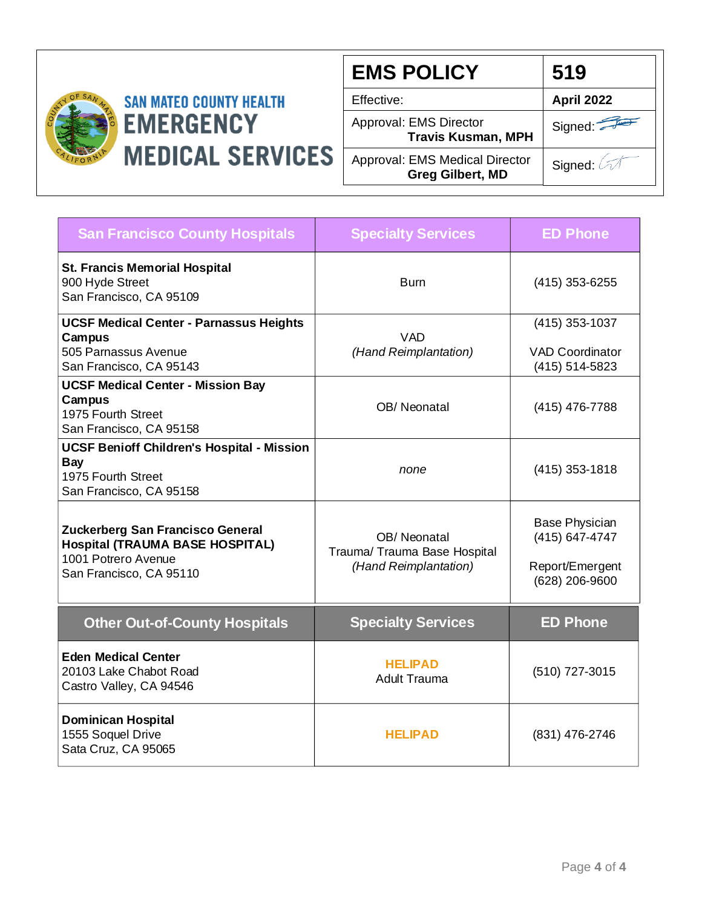SAN MATEO COUNTY HEALTH
EMERGENCY MEDICAL SERVICES

| EMS POLICY | 519 |
|---|---|
| Effective: | April 2022 |
| Approval: EMS Director **Travis Kusman, MPH** | Signed: |
| Approval: EMS Medical Director **Greg Gilbert, MD** | Signed: |

| San Francisco County Hospitals | Specialty Services | ED Phone |
|---|---|---|
| **St. Francis Memorial Hospital**<br>900 Hyde Street<br>San Francisco, CA 95109 | Burn | (415) 353-6255 |
| **UCSF Medical Center - Parnassus Heights Campus**<br>505 Parnassus Avenue<br>San Francisco, CA 95143 | VAD<br>*(Hand Reimplantation)* | (415) 353-1037<br><br>VAD Coordinator<br>(415) 514-5823 |
| **UCSF Medical Center - Mission Bay Campus**<br>1975 Fourth Street<br>San Francisco, CA 95158 | OB/ Neonatal | (415) 476-7788 |
| **UCSF Benioff Children's Hospital - Mission Bay**<br>1975 Fourth Street<br>San Francisco, CA 95158 | *none* | (415) 353-1818 |
| **Zuckerberg San Francisco General Hospital (TRAUMA BASE HOSPITAL)**<br>1001 Potrero Avenue<br>San Francisco, CA 95110 | OB/ Neonatal<br>Trauma/ Trauma Base Hospital<br>*(Hand Reimplantation)* | Base Physician<br>(415) 647-4747<br><br>Report/Emergent<br>(628) 206-9600 |

| Other Out-of-County Hospitals | Specialty Services | ED Phone |
|---|---|---|
| **Eden Medical Center**<br>20103 Lake Chabot Road<br>Castro Valley, CA 94546 | **HELIPAD**<br>Adult Trauma | (510) 727-3015 |
| **Dominican Hospital**<br>1555 Soquel Drive<br>Sata Cruz, CA 95065 | **HELIPAD** | (831) 476-2746 |